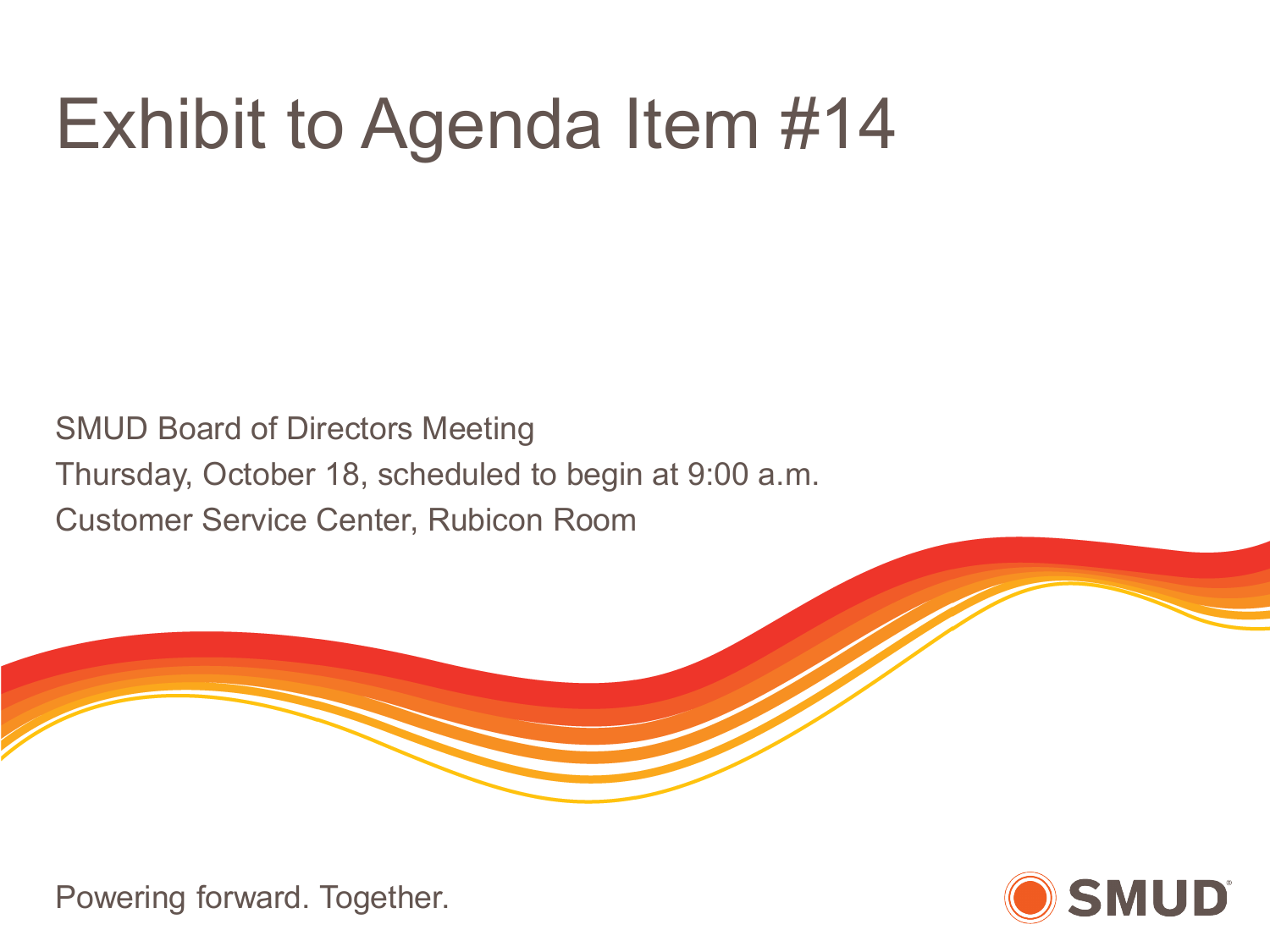# Exhibit to Agenda Item #14

SMUD Board of Directors Meeting

Thursday, October 18, scheduled to begin at 9:00 a.m.

Customer Service Center, Rubicon Room

Powering forward. Together.

SMUD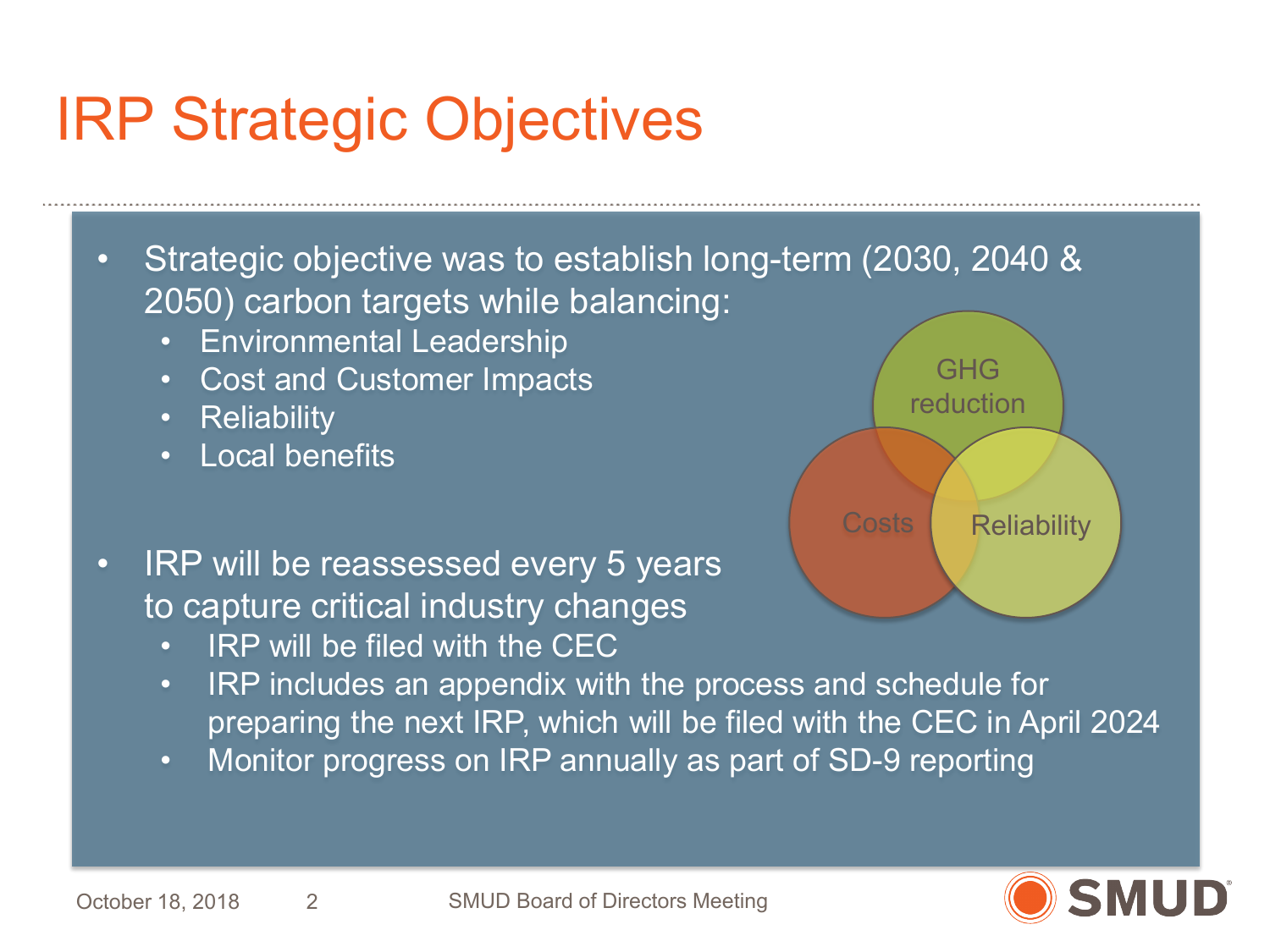# IRP Strategic Objectives

- Strategic objective was to establish long-term (2030, 2040 & 2050) carbon targets while balancing:
  - Environmental Leadership
  - Cost and Customer Impacts
  - Reliability
  - Local benefits

GHG reduction

Costs

Reliability

- IRP will be reassessed every 5 years to capture critical industry changes
  - IRP will be filed with the CEC
  - IRP includes an appendix with the process and schedule for preparing the next IRP, which will be filed with the CEC in April 2024
  - Monitor progress on IRP annually as part of SD-9 reporting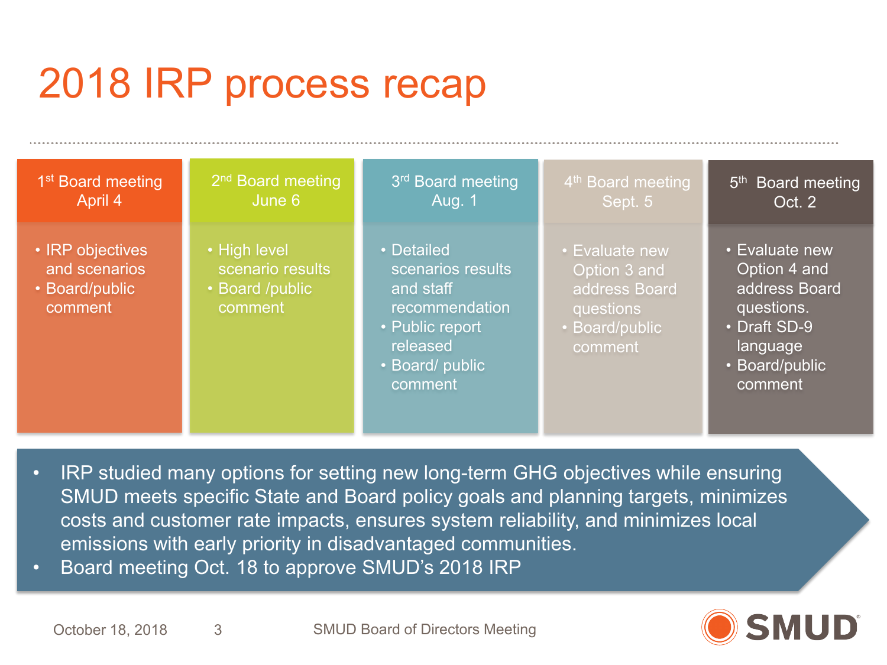# 2018 IRP process recap

| 1st Board meeting April 4 | 2nd Board meeting June 6 | 3rd Board meeting Aug. 1 | 4th Board meeting Sept. 5 | 5th Board meeting Oct. 2 |
|---|---|---|---|---|
| • IRP objectives and scenarios<br>• Board/public comment | • High level scenario results<br>• Board /public comment | • Detailed scenarios results and staff recommendation<br>• Public report released<br>• Board/ public comment | • Evaluate new Option 3 and address Board questions<br>• Board/public comment | • Evaluate new Option 4 and address Board questions.<br>• Draft SD-9 language<br>• Board/public comment |

- IRP studied many options for setting new long-term GHG objectives while ensuring SMUD meets specific State and Board policy goals and planning targets, minimizes costs and customer rate impacts, ensures system reliability, and minimizes local emissions with early priority in disadvantaged communities.
- Board meeting Oct. 18 to approve SMUD's 2018 IRP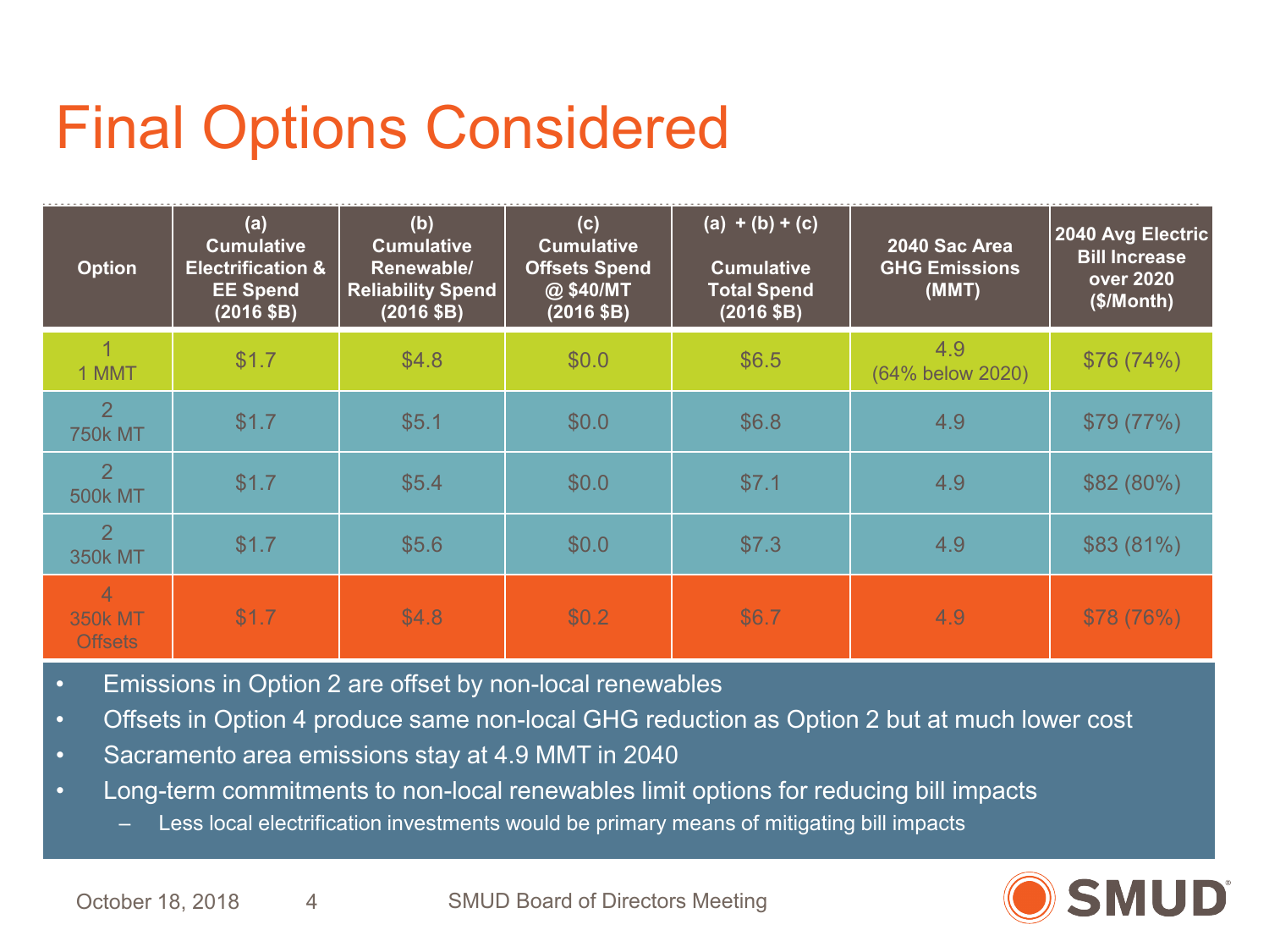# Final Options Considered

| Option | (a) Cumulative Electrification & EE Spend (2016 $B) | (b) Cumulative Renewable/ Reliability Spend (2016 $B) | (c) Cumulative Offsets Spend @ $40/MT (2016 $B) | (a) + (b) + (c) Cumulative Total Spend (2016 $B) | 2040 Sac Area GHG Emissions (MMT) | 2040 Avg Electric Bill Increase over 2020 ($/Month) |
|---|---|---|---|---|---|---|
| 1<br>1 MMT | $1.7 | $4.8 | $0.0 | $6.5 | 4.9<br>(64% below 2020) | $76 (74%) |
| 2<br>750k MT | $1.7 | $5.1 | $0.0 | $6.8 | 4.9 | $79 (77%) |
| 2<br>500k MT | $1.7 | $5.4 | $0.0 | $7.1 | 4.9 | $82 (80%) |
| 2<br>350k MT | $1.7 | $5.6 | $0.0 | $7.3 | 4.9 | $83 (81%) |
| 4<br>350k MT Offsets | $1.7 | $4.8 | $0.2 | $6.7 | 4.9 | $78 (76%) |

- Emissions in Option 2 are offset by non-local renewables
- Offsets in Option 4 produce same non-local GHG reduction as Option 2 but at much lower cost
- Sacramento area emissions stay at 4.9 MMT in 2040
- Long-term commitments to non-local renewables limit options for reducing bill impacts
  - Less local electrification investments would be primary means of mitigating bill impacts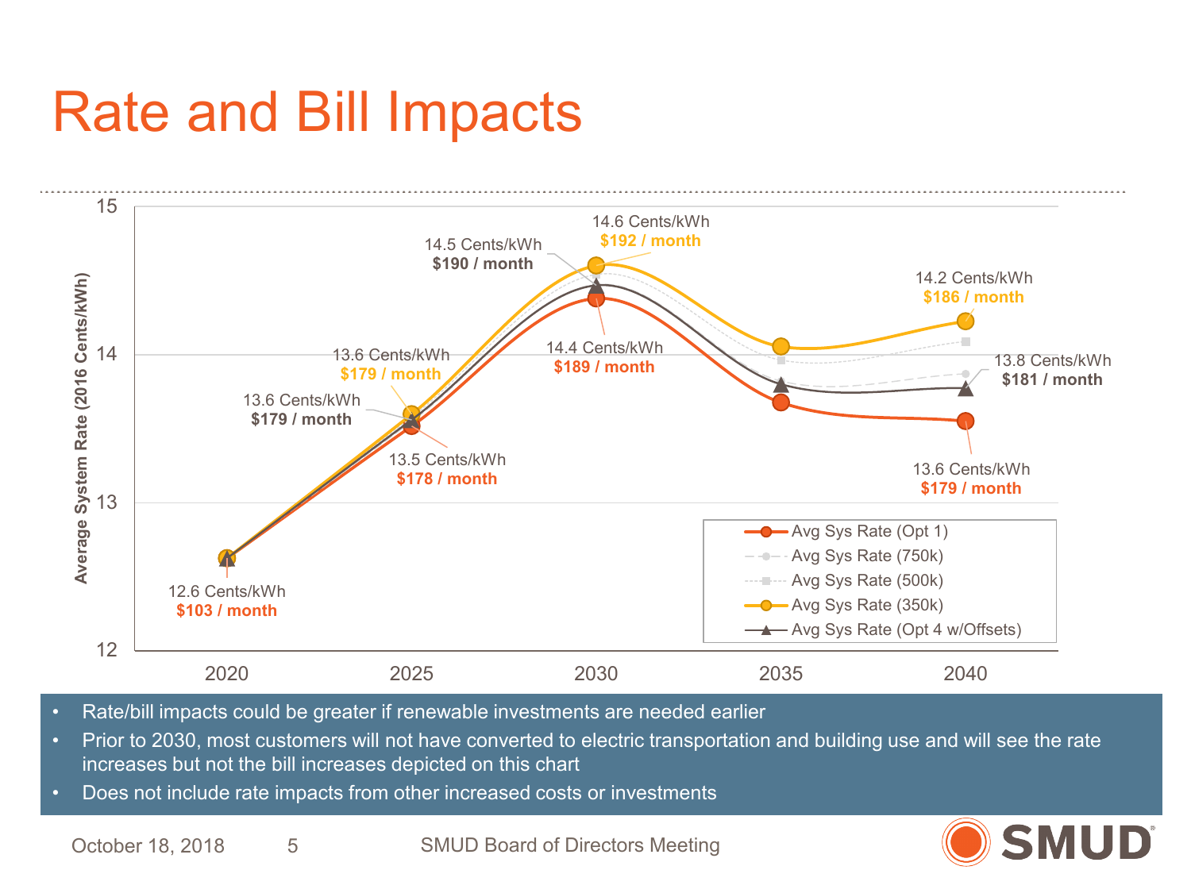# Rate and Bill Impacts

Average System Rate (2016 Cents/kWh)

| Year | Avg Sys Rate (Opt 1) | Avg Sys Rate (350k) | Avg Sys Rate (Opt 4 w/Offsets) |
|---|---|---|---|
| 2020 | 12.6 Cents/kWh, $103 / month | | |
| 2025 | 13.5 Cents/kWh, $178 / month | 13.6 Cents/kWh, $179 / month | 13.6 Cents/kWh, $179 / month |
| 2030 | 14.4 Cents/kWh, $189 / month | 14.6 Cents/kWh, $192 / month | 14.5 Cents/kWh, $190 / month |
| 2040 | 13.6 Cents/kWh, $179 / month | 14.2 Cents/kWh, $186 / month | 13.8 Cents/kWh, $181 / month |

Legend: Avg Sys Rate (Opt 1); Avg Sys Rate (750k); Avg Sys Rate (500k); Avg Sys Rate (350k); Avg Sys Rate (Opt 4 w/Offsets)

- Rate/bill impacts could be greater if renewable investments are needed earlier
- Prior to 2030, most customers will not have converted to electric transportation and building use and will see the rate increases but not the bill increases depicted on this chart
- Does not include rate impacts from other increased costs or investments

October 18, 2018 SMUD Board of Directors Meeting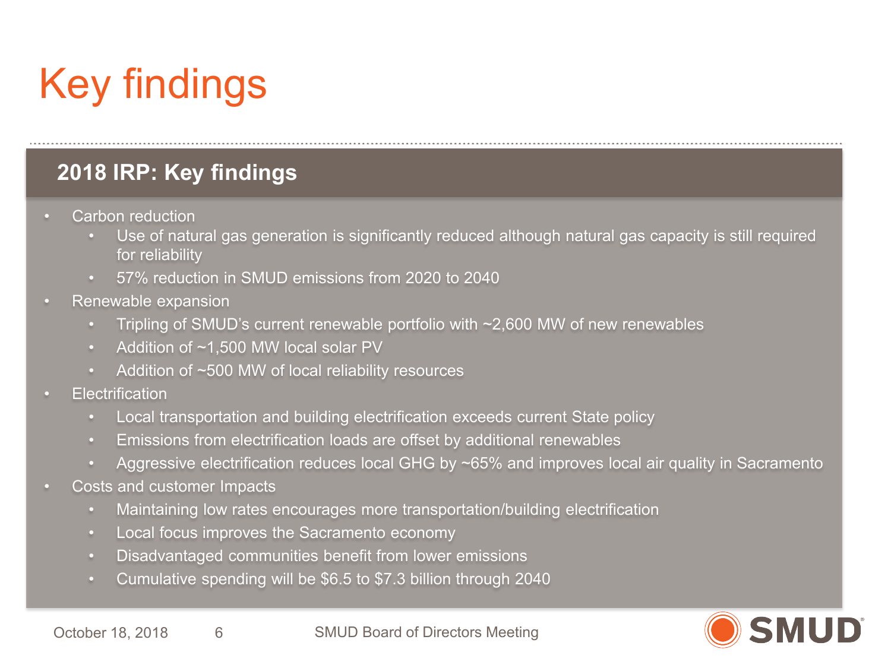# Key findings

## 2018 IRP: Key findings

- Carbon reduction
  - Use of natural gas generation is significantly reduced although natural gas capacity is still required for reliability
  - 57% reduction in SMUD emissions from 2020 to 2040
- Renewable expansion
  - Tripling of SMUD's current renewable portfolio with ~2,600 MW of new renewables
  - Addition of ~1,500 MW local solar PV
  - Addition of ~500 MW of local reliability resources
- Electrification
  - Local transportation and building electrification exceeds current State policy
  - Emissions from electrification loads are offset by additional renewables
  - Aggressive electrification reduces local GHG by ~65% and improves local air quality in Sacramento
- Costs and customer Impacts
  - Maintaining low rates encourages more transportation/building electrification
  - Local focus improves the Sacramento economy
  - Disadvantaged communities benefit from lower emissions
  - Cumulative spending will be $6.5 to $7.3 billion through 2040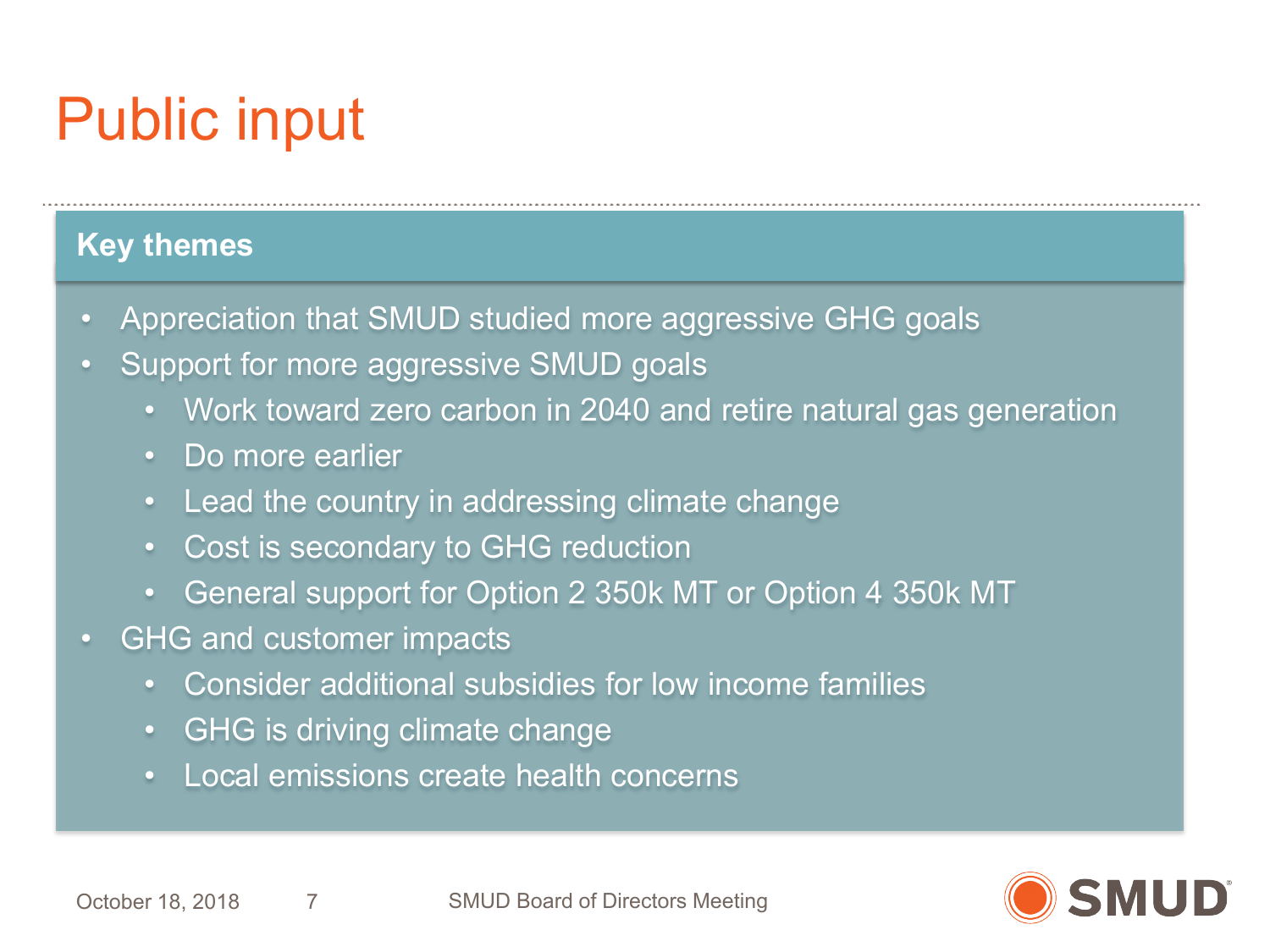# Public input

## Key themes

- Appreciation that SMUD studied more aggressive GHG goals
- Support for more aggressive SMUD goals
  - Work toward zero carbon in 2040 and retire natural gas generation
  - Do more earlier
  - Lead the country in addressing climate change
  - Cost is secondary to GHG reduction
  - General support for Option 2 350k MT or Option 4 350k MT
- GHG and customer impacts
  - Consider additional subsidies for low income families
  - GHG is driving climate change
  - Local emissions create health concerns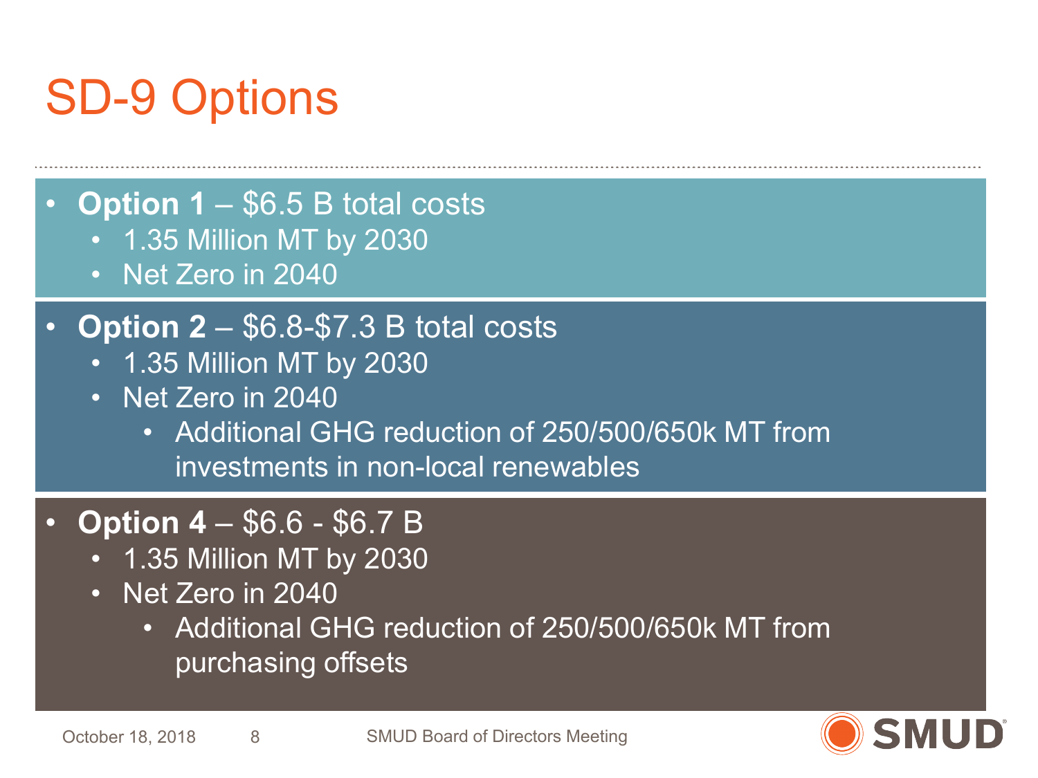# SD-9 Options

- **Option 1** – $6.5 B total costs
  - 1.35 Million MT by 2030
  - Net Zero in 2040
- **Option 2** – $6.8-$7.3 B total costs
  - 1.35 Million MT by 2030
  - Net Zero in 2040
    - Additional GHG reduction of 250/500/650k MT from investments in non-local renewables
- **Option 4** – $6.6 - $6.7 B
  - 1.35 Million MT by 2030
  - Net Zero in 2040
    - Additional GHG reduction of 250/500/650k MT from purchasing offsets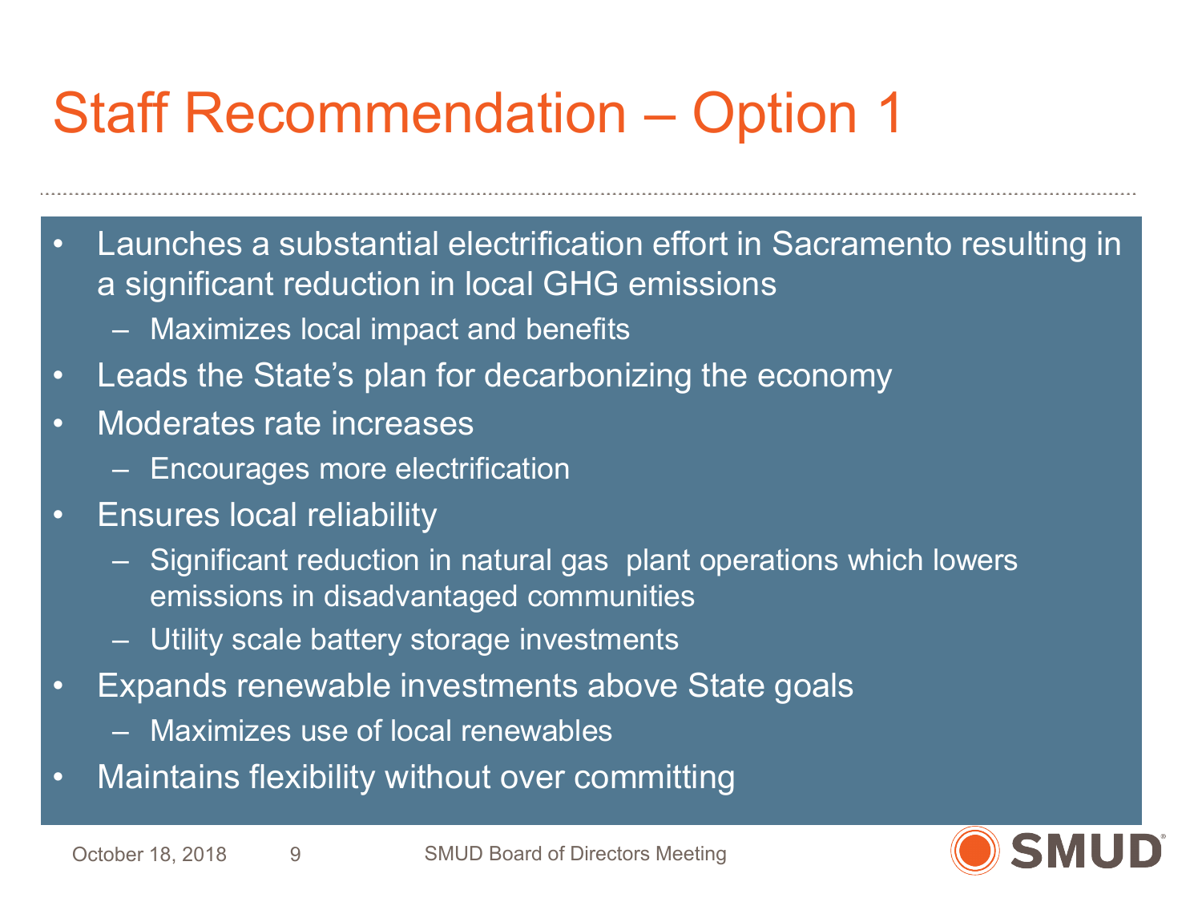# Staff Recommendation – Option 1

- Launches a substantial electrification effort in Sacramento resulting in a significant reduction in local GHG emissions
  - Maximizes local impact and benefits
- Leads the State's plan for decarbonizing the economy
- Moderates rate increases
  - Encourages more electrification
- Ensures local reliability
  - Significant reduction in natural gas plant operations which lowers emissions in disadvantaged communities
  - Utility scale battery storage investments
- Expands renewable investments above State goals
  - Maximizes use of local renewables
- Maintains flexibility without over committing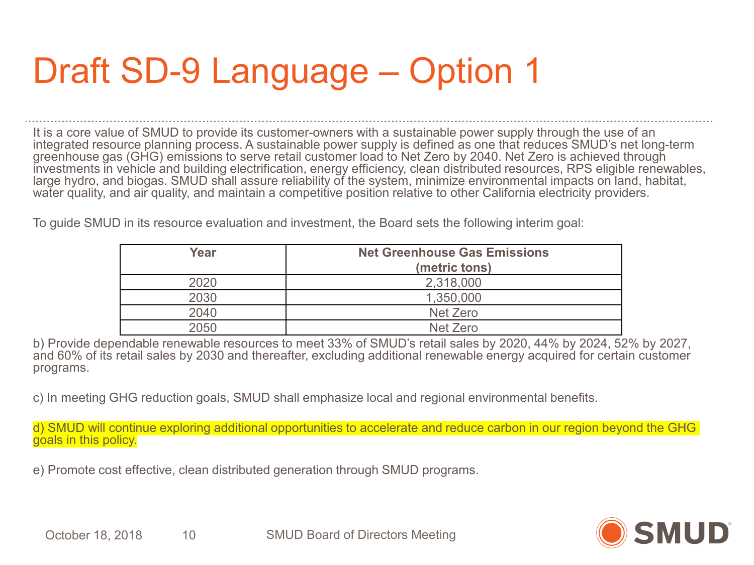# Draft SD-9 Language – Option 1

It is a core value of SMUD to provide its customer-owners with a sustainable power supply through the use of an integrated resource planning process. A sustainable power supply is defined as one that reduces SMUD's net long-term greenhouse gas (GHG) emissions to serve retail customer load to Net Zero by 2040. Net Zero is achieved through investments in vehicle and building electrification, energy efficiency, clean distributed resources, RPS eligible renewables, large hydro, and biogas. SMUD shall assure reliability of the system, minimize environmental impacts on land, habitat, water quality, and air quality, and maintain a competitive position relative to other California electricity providers.

To guide SMUD in its resource evaluation and investment, the Board sets the following interim goal:

| Year | Net Greenhouse Gas Emissions (metric tons) |
|---|---|
| 2020 | 2,318,000 |
| 2030 | 1,350,000 |
| 2040 | Net Zero |
| 2050 | Net Zero |

b) Provide dependable renewable resources to meet 33% of SMUD's retail sales by 2020, 44% by 2024, 52% by 2027, and 60% of its retail sales by 2030 and thereafter, excluding additional renewable energy acquired for certain customer programs.

c) In meeting GHG reduction goals, SMUD shall emphasize local and regional environmental benefits.

d) SMUD will continue exploring additional opportunities to accelerate and reduce carbon in our region beyond the GHG goals in this policy.

e) Promote cost effective, clean distributed generation through SMUD programs.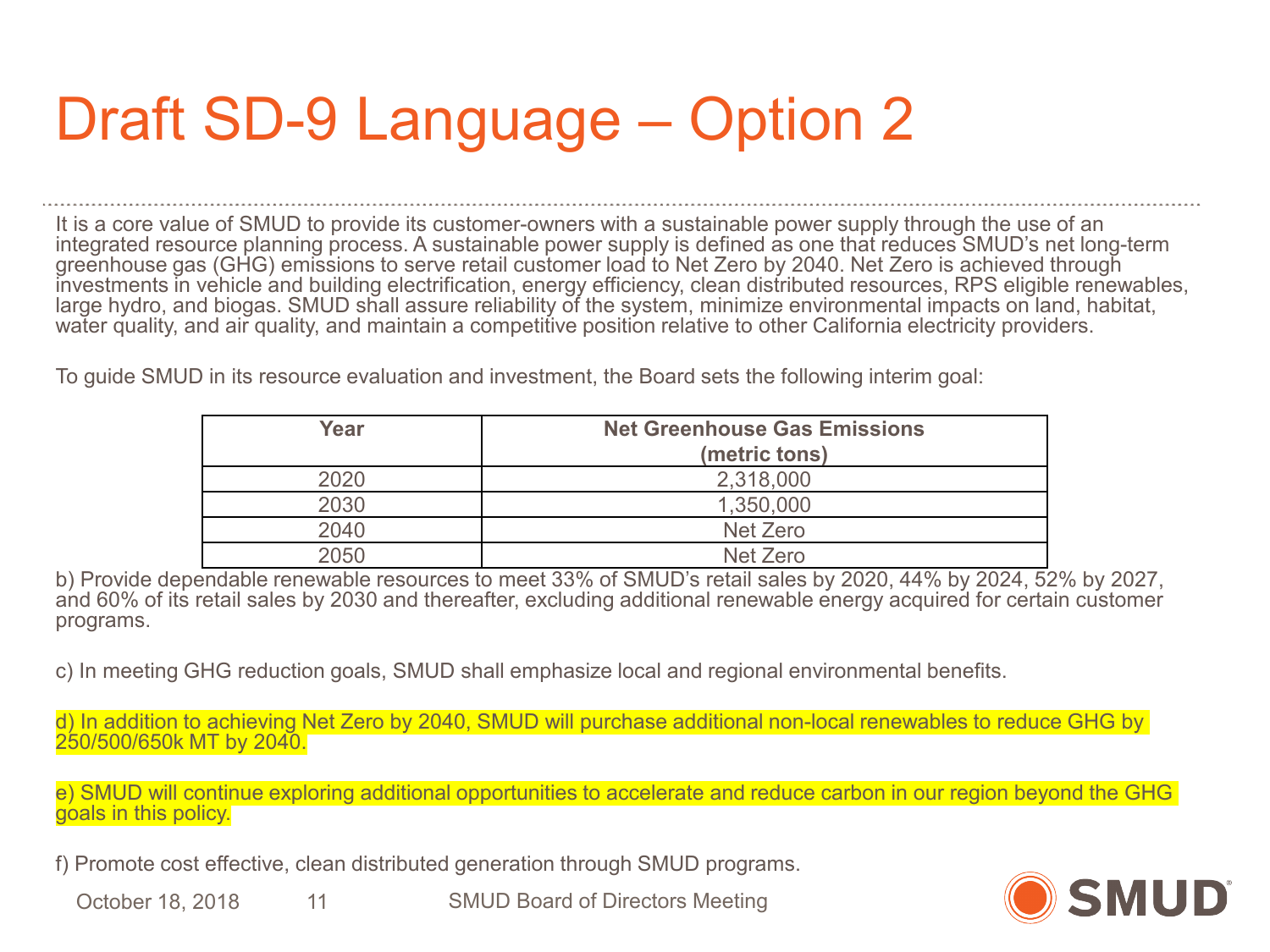# Draft SD-9 Language – Option 2

It is a core value of SMUD to provide its customer-owners with a sustainable power supply through the use of an integrated resource planning process. A sustainable power supply is defined as one that reduces SMUD's net long-term greenhouse gas (GHG) emissions to serve retail customer load to Net Zero by 2040. Net Zero is achieved through investments in vehicle and building electrification, energy efficiency, clean distributed resources, RPS eligible renewables, large hydro, and biogas. SMUD shall assure reliability of the system, minimize environmental impacts on land, habitat, water quality, and air quality, and maintain a competitive position relative to other California electricity providers.

To guide SMUD in its resource evaluation and investment, the Board sets the following interim goal:

| Year | Net Greenhouse Gas Emissions (metric tons) |
|---|---|
| 2020 | 2,318,000 |
| 2030 | 1,350,000 |
| 2040 | Net Zero |
| 2050 | Net Zero |

b) Provide dependable renewable resources to meet 33% of SMUD's retail sales by 2020, 44% by 2024, 52% by 2027, and 60% of its retail sales by 2030 and thereafter, excluding additional renewable energy acquired for certain customer programs.

c) In meeting GHG reduction goals, SMUD shall emphasize local and regional environmental benefits.

d) In addition to achieving Net Zero by 2040, SMUD will purchase additional non-local renewables to reduce GHG by 250/500/650k MT by 2040.

e) SMUD will continue exploring additional opportunities to accelerate and reduce carbon in our region beyond the GHG goals in this policy.

f) Promote cost effective, clean distributed generation through SMUD programs.

October 18, 2018 — SMUD Board of Directors Meeting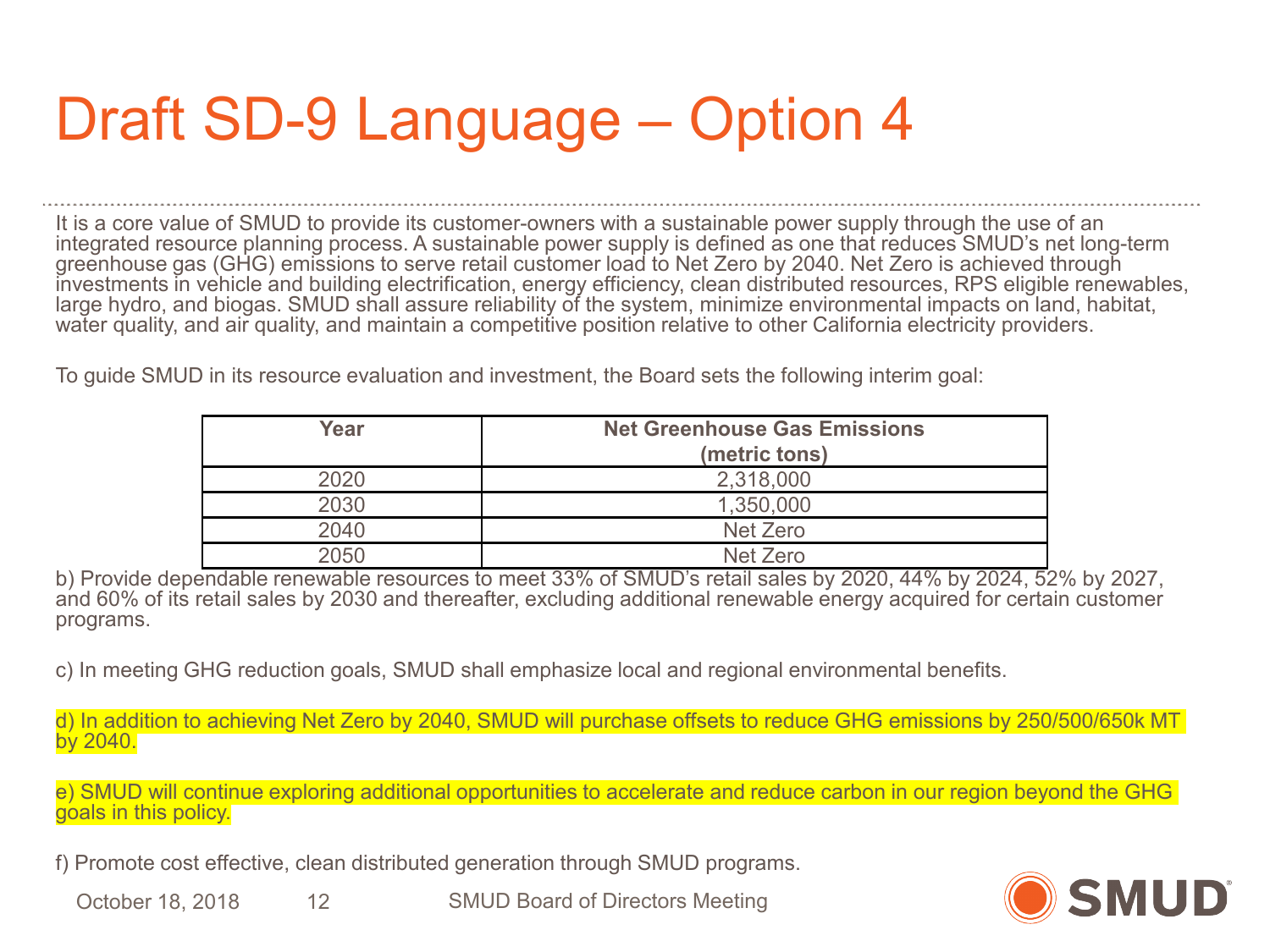# Draft SD-9 Language – Option 4

It is a core value of SMUD to provide its customer-owners with a sustainable power supply through the use of an integrated resource planning process. A sustainable power supply is defined as one that reduces SMUD's net long-term greenhouse gas (GHG) emissions to serve retail customer load to Net Zero by 2040. Net Zero is achieved through investments in vehicle and building electrification, energy efficiency, clean distributed resources, RPS eligible renewables, large hydro, and biogas. SMUD shall assure reliability of the system, minimize environmental impacts on land, habitat, water quality, and air quality, and maintain a competitive position relative to other California electricity providers.

To guide SMUD in its resource evaluation and investment, the Board sets the following interim goal:

| Year | Net Greenhouse Gas Emissions (metric tons) |
|---|---|
| 2020 | 2,318,000 |
| 2030 | 1,350,000 |
| 2040 | Net Zero |
| 2050 | Net Zero |

b) Provide dependable renewable resources to meet 33% of SMUD's retail sales by 2020, 44% by 2024, 52% by 2027, and 60% of its retail sales by 2030 and thereafter, excluding additional renewable energy acquired for certain customer programs.

c) In meeting GHG reduction goals, SMUD shall emphasize local and regional environmental benefits.

d) In addition to achieving Net Zero by 2040, SMUD will purchase offsets to reduce GHG emissions by 250/500/650k MT by 2040.

e) SMUD will continue exploring additional opportunities to accelerate and reduce carbon in our region beyond the GHG goals in this policy.

f) Promote cost effective, clean distributed generation through SMUD programs.